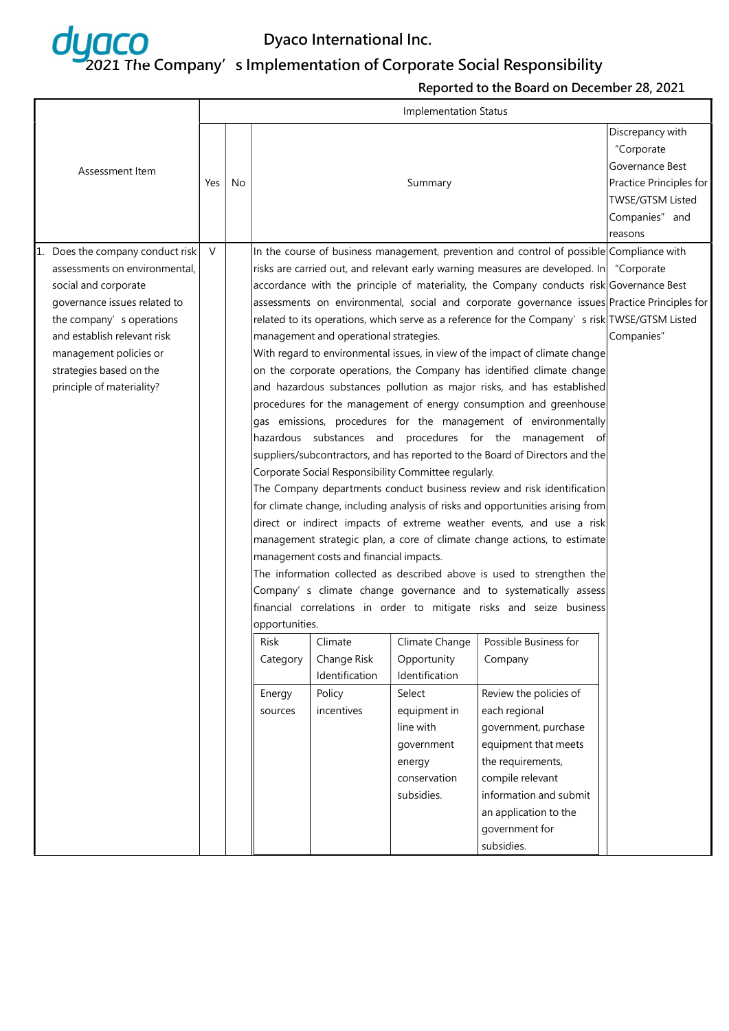# Dyaco International Inc.

## 2021 The Company's Implementation of Corporate Social Responsibility

**Reported to the Board on December 28, 2021**

| Assessment Item | Implementation Status | | | |
|---|---|---|---|---|
| | Yes | No | Summary | Discrepancy with "Corporate Governance Best Practice Principles for TWSE/GTSM Listed Companies" and reasons |
| 1. Does the company conduct risk assessments on environmental, social and corporate governance issues related to the company's operations and establish relevant risk management policies or strategies based on the principle of materiality? | V | | In the course of business management, prevention and control of possible risks are carried out, and relevant early warning measures are developed. In accordance with the principle of materiality, the Company conducts risk assessments on environmental, social and corporate governance issues related to its operations, which serve as a reference for the Company's risk management and operational strategies.<br>With regard to environmental issues, in view of the impact of climate change on the corporate operations, the Company has identified climate change and hazardous substances pollution as major risks, and has established procedures for the management of energy consumption and greenhouse gas emissions, procedures for the management of environmentally hazardous substances and procedures for the management of suppliers/subcontractors, and has reported to the Board of Directors and the Corporate Social Responsibility Committee regularly.<br>The Company departments conduct business review and risk identification for climate change, including analysis of risks and opportunities arising from direct or indirect impacts of extreme weather events, and use a risk management strategic plan, a core of climate change actions, to estimate management costs and financial impacts.<br>The information collected as described above is used to strengthen the Company's climate change governance and to systematically assess financial correlations in order to mitigate risks and seize business opportunities. | Compliance with "Corporate Governance Best Practice Principles for TWSE/GTSM Listed Companies" |

| Risk Category | Climate Change Risk Identification | Climate Change Opportunity Identification | Possible Business for Company |
|---|---|---|---|
| Energy sources | Policy incentives | Select equipment in line with government energy conservation subsidies. | Review the policies of each regional government, purchase equipment that meets the requirements, compile relevant information and submit an application to the government for subsidies. |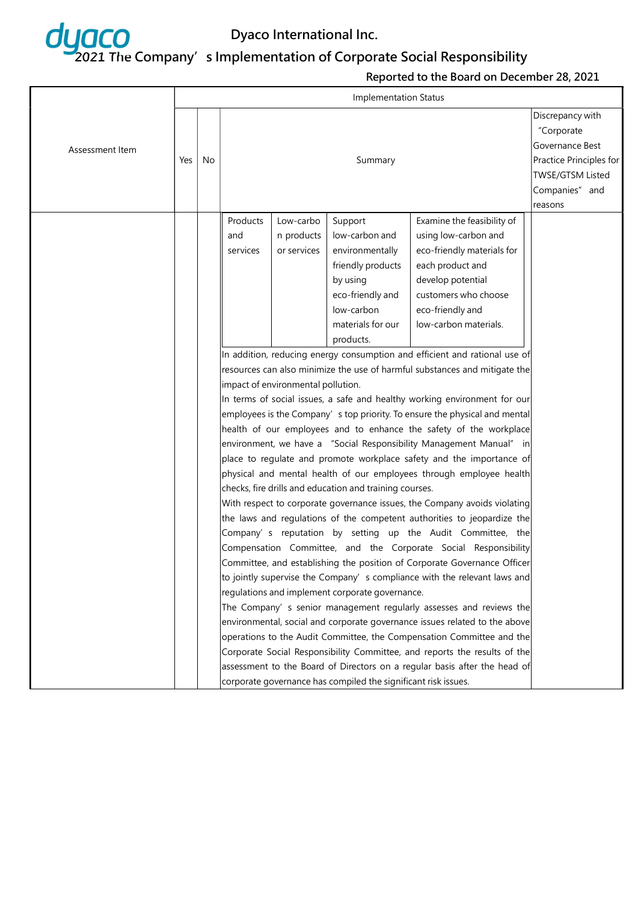# Dyaco International Inc.

## 2021 The Company's Implementation of Corporate Social Responsibility

**Reported to the Board on December 28, 2021**

| Assessment Item | Implementation Status | | | Discrepancy with "Corporate Governance Best Practice Principles for TWSE/GTSM Listed Companies" and reasons |
|---|---|---|---|---|
| | Yes | No | Summary | |
| | | | Products and services / Low-carbon products or services / Support low-carbon and environmentally friendly products by using eco-friendly and low-carbon materials for our products. / Examine the feasibility of using low-carbon and eco-friendly materials for each product and develop potential customers who choose eco-friendly and low-carbon materials.<br>In addition, reducing energy consumption and efficient and rational use of resources can also minimize the use of harmful substances and mitigate the impact of environmental pollution.<br>In terms of social issues, a safe and healthy working environment for our employees is the Company's top priority. To ensure the physical and mental health of our employees and to enhance the safety of the workplace environment, we have a "Social Responsibility Management Manual" in place to regulate and promote workplace safety and the importance of physical and mental health of our employees through employee health checks, fire drills and education and training courses.<br>With respect to corporate governance issues, the Company avoids violating the laws and regulations of the competent authorities to jeopardize the Company's reputation by setting up the Audit Committee, the Compensation Committee, and the Corporate Social Responsibility Committee, and establishing the position of Corporate Governance Officer to jointly supervise the Company's compliance with the relevant laws and regulations and implement corporate governance.<br>The Company's senior management regularly assesses and reviews the environmental, social and corporate governance issues related to the above operations to the Audit Committee, the Compensation Committee and the Corporate Social Responsibility Committee, and reports the results of the assessment to the Board of Directors on a regular basis after the head of corporate governance has compiled the significant risk issues. | |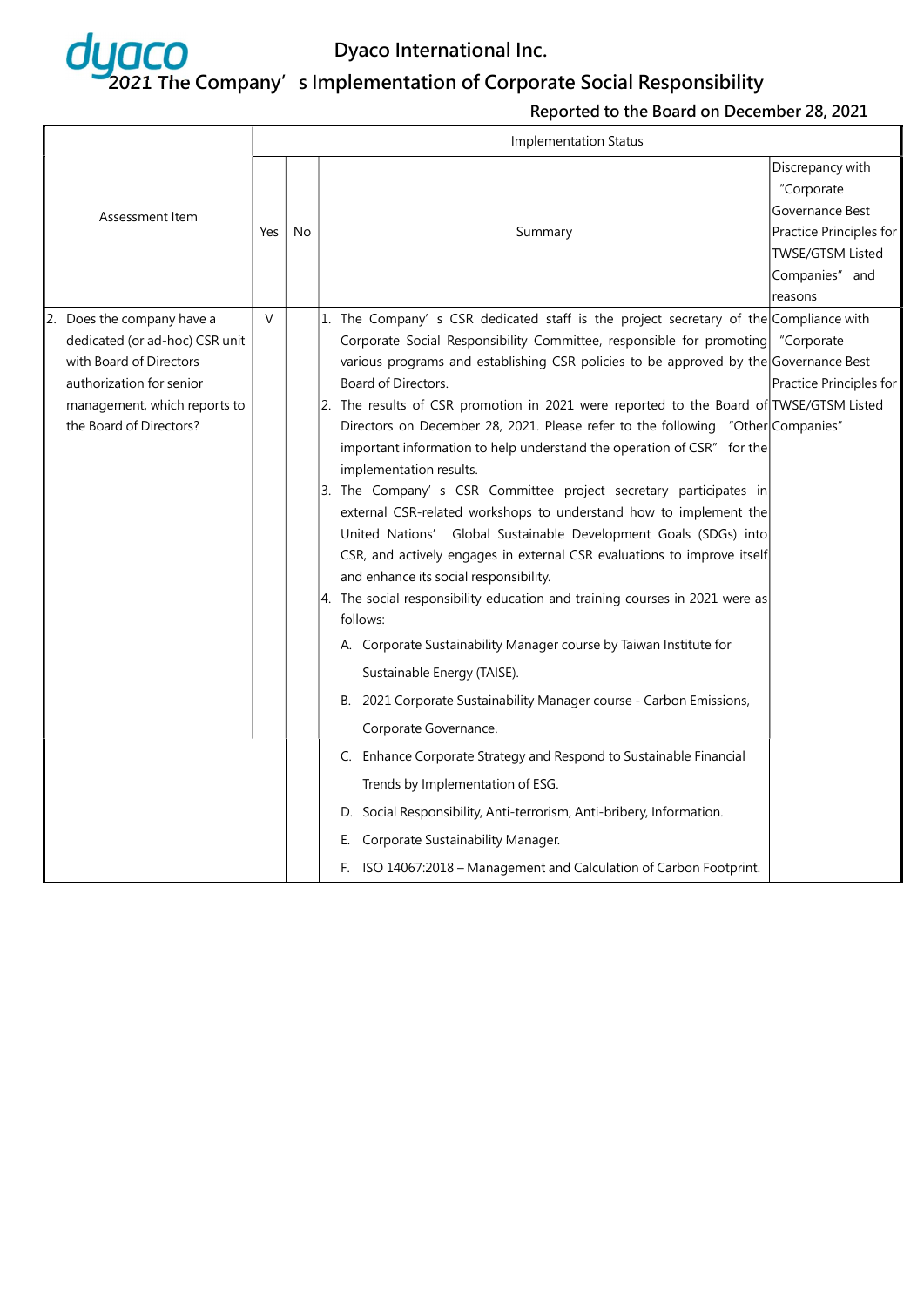# Dyaco International Inc.

## 2021 The Company's Implementation of Corporate Social Responsibility

**Reported to the Board on December 28, 2021**

| Assessment Item | Implementation Status | | | |
|---|---|---|---|---|
| | Yes | No | Summary | Discrepancy with "Corporate Governance Best Practice Principles for TWSE/GTSM Listed Companies" and reasons |
| 2. Does the company have a dedicated (or ad-hoc) CSR unit with Board of Directors authorization for senior management, which reports to the Board of Directors? | V | | 1. The Company's CSR dedicated staff is the project secretary of the Corporate Social Responsibility Committee, responsible for promoting various programs and establishing CSR policies to be approved by the Board of Directors.<br>2. The results of CSR promotion in 2021 were reported to the Board of Directors on December 28, 2021. Please refer to the following "Other important information to help understand the operation of CSR" for the implementation results.<br>3. The Company's CSR Committee project secretary participates in external CSR-related workshops to understand how to implement the United Nations' Global Sustainable Development Goals (SDGs) into CSR, and actively engages in external CSR evaluations to improve itself and enhance its social responsibility.<br>4. The social responsibility education and training courses in 2021 were as follows:<br>A. Corporate Sustainability Manager course by Taiwan Institute for Sustainable Energy (TAISE).<br>B. 2021 Corporate Sustainability Manager course - Carbon Emissions, Corporate Governance.<br>C. Enhance Corporate Strategy and Respond to Sustainable Financial Trends by Implementation of ESG.<br>D. Social Responsibility, Anti-terrorism, Anti-bribery, Information.<br>E. Corporate Sustainability Manager.<br>F. ISO 14067:2018 – Management and Calculation of Carbon Footprint. | Compliance with "Corporate Governance Best Practice Principles for TWSE/GTSM Listed Companies" |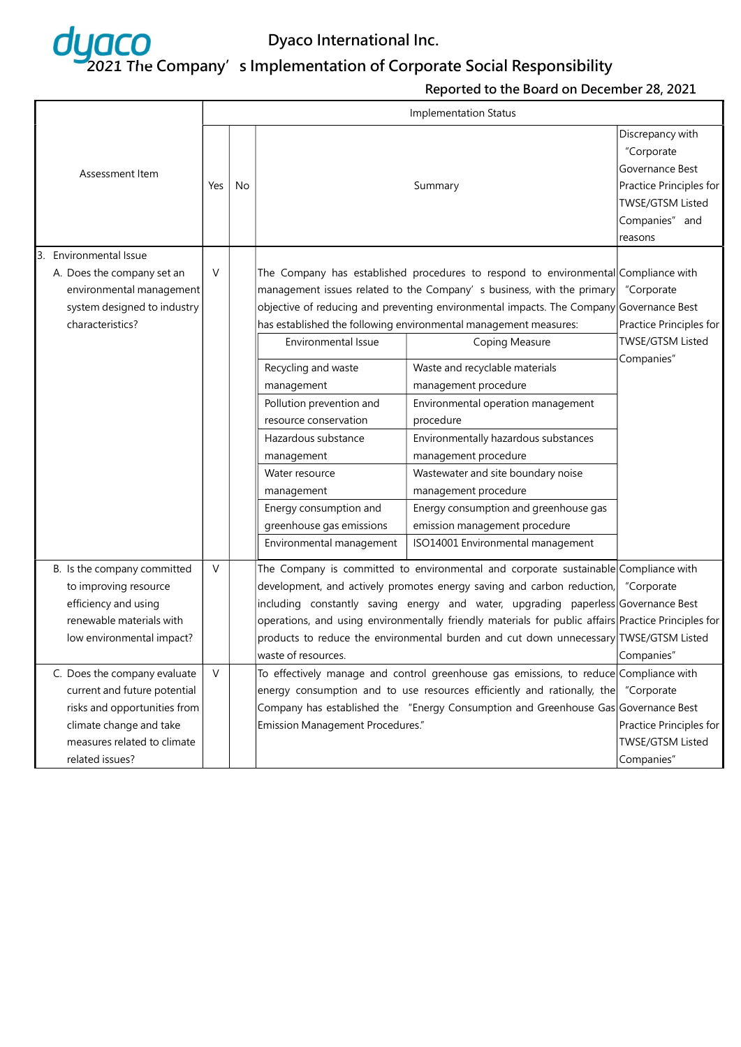# Dyaco International Inc.

## 2021 The Company's Implementation of Corporate Social Responsibility

**Reported to the Board on December 28, 2021**

| Assessment Item | Implementation Status | | | |
|---|---|---|---|---|
| | Yes | No | Summary | Discrepancy with "Corporate Governance Best Practice Principles for TWSE/GTSM Listed Companies" and reasons |
| 3. Environmental Issue<br>A. Does the company set an environmental management system designed to industry characteristics? | V | | The Company has established procedures to respond to environmental management issues related to the Company's business, with the primary objective of reducing and preventing environmental impacts. The Company has established the following environmental management measures:<br>**Environmental Issue – Coping Measure**<br>Recycling and waste management – Waste and recyclable materials management procedure<br>Pollution prevention and resource conservation – Environmental operation management procedure<br>Hazardous substance management – Environmentally hazardous substances management procedure<br>Water resource management – Wastewater and site boundary noise management procedure<br>Energy consumption and greenhouse gas emissions – Energy consumption and greenhouse gas emission management procedure<br>Environmental management – ISO14001 Environmental management | Compliance with "Corporate Governance Best Practice Principles for TWSE/GTSM Listed Companies" |
| B. Is the company committed to improving resource efficiency and using renewable materials with low environmental impact? | V | | The Company is committed to environmental and corporate sustainable development, and actively promotes energy saving and carbon reduction, including constantly saving energy and water, upgrading paperless operations, and using environmentally friendly materials for public affairs products to reduce the environmental burden and cut down unnecessary waste of resources. | Compliance with "Corporate Governance Best Practice Principles for TWSE/GTSM Listed Companies" |
| C. Does the company evaluate current and future potential risks and opportunities from climate change and take measures related to climate related issues? | V | | To effectively manage and control greenhouse gas emissions, to reduce energy consumption and to use resources efficiently and rationally, the Company has established the "Energy Consumption and Greenhouse Gas Emission Management Procedures." | Compliance with "Corporate Governance Best Practice Principles for TWSE/GTSM Listed Companies" |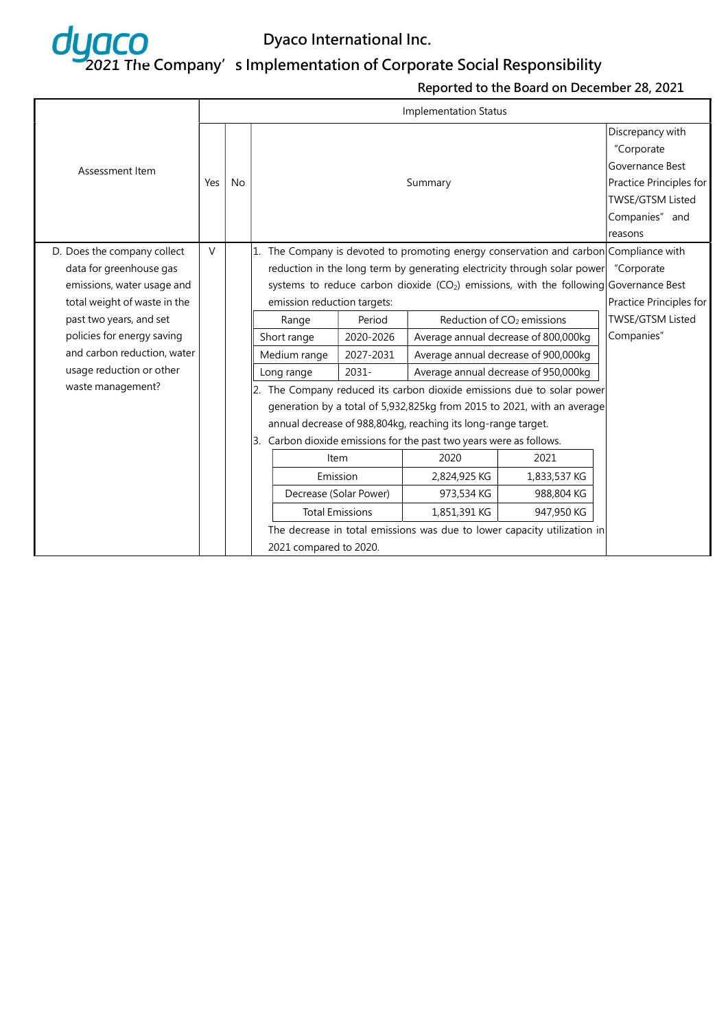# Dyaco International Inc.

## 2021 The Company's Implementation of Corporate Social Responsibility

### Reported to the Board on December 28, 2021

| Assessment Item | Implementation Status | | | Discrepancy with "Corporate Governance Best Practice Principles for TWSE/GTSM Listed Companies" and reasons |
|---|---|---|---|---|
| | Yes | No | Summary | |
| D. Does the company collect data for greenhouse gas emissions, water usage and total weight of waste in the past two years, and set policies for energy saving and carbon reduction, water usage reduction or other waste management? | V | | 1. The Company is devoted to promoting energy conservation and carbon reduction in the long term by generating electricity through solar power systems to reduce carbon dioxide ($CO_2$) emissions, with the following emission reduction targets:<br><br>Range / Period / Reduction of $CO_2$ emissions:<br>Short range / 2020-2026 / Average annual decrease of 800,000kg<br>Medium range / 2027-2031 / Average annual decrease of 900,000kg<br>Long range / 2031- / Average annual decrease of 950,000kg<br><br>2. The Company reduced its carbon dioxide emissions due to solar power generation by a total of 5,932,825kg from 2015 to 2021, with an average annual decrease of 988,804kg, reaching its long-range target.<br><br>3. Carbon dioxide emissions for the past two years were as follows.<br><br>Item / 2020 / 2021:<br>Emission / 2,824,925 KG / 1,833,537 KG<br>Decrease (Solar Power) / 973,534 KG / 988,804 KG<br>Total Emissions / 1,851,391 KG / 947,950 KG<br><br>The decrease in total emissions was due to lower capacity utilization in 2021 compared to 2020. | Compliance with "Corporate Governance Best Practice Principles for TWSE/GTSM Listed Companies" |

| Range | Period | Reduction of $CO_2$ emissions |
|---|---|---|
| Short range | 2020-2026 | Average annual decrease of 800,000kg |
| Medium range | 2027-2031 | Average annual decrease of 900,000kg |
| Long range | 2031- | Average annual decrease of 950,000kg |

| Item | 2020 | 2021 |
|---|---|---|
| Emission | 2,824,925 KG | 1,833,537 KG |
| Decrease (Solar Power) | 973,534 KG | 988,804 KG |
| Total Emissions | 1,851,391 KG | 947,950 KG |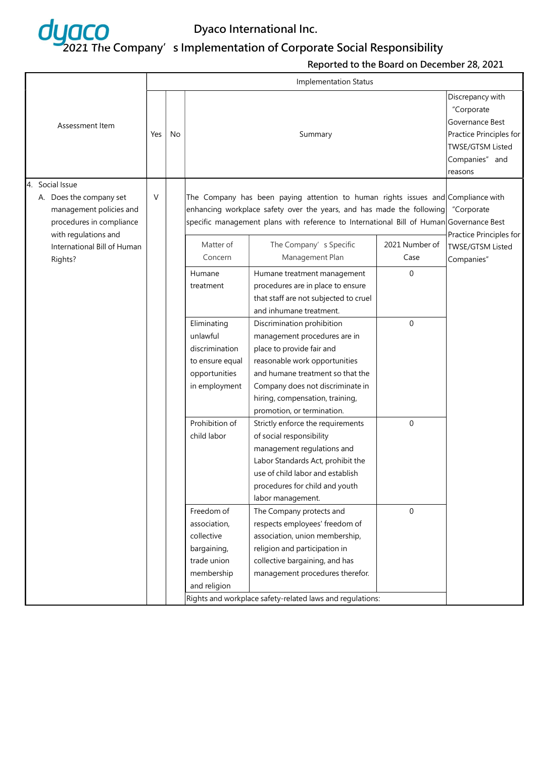# Dyaco International Inc.

## 2021 The Company's Implementation of Corporate Social Responsibility

**Reported to the Board on December 28, 2021**

| Assessment Item | Implementation Status | | | Discrepancy with "Corporate Governance Best Practice Principles for TWSE/GTSM Listed Companies" and reasons |
|---|---|---|---|---|
| | Yes | No | Summary | |
| 4. Social Issue<br>A. Does the company set management policies and procedures in compliance with regulations and International Bill of Human Rights? | V | | The Company has been paying attention to human rights issues and enhancing workplace safety over the years, and has made the following specific management plans with reference to International Bill of Human Rights and workplace safety-related laws and regulations: | Compliance with "Corporate Governance Best Practice Principles for TWSE/GTSM Listed Companies" |

| Matter of Concern | The Company's Specific Management Plan | 2021 Number of Case |
|---|---|---|
| Humane treatment | Humane treatment management procedures are in place to ensure that staff are not subjected to cruel and inhumane treatment. | 0 |
| Eliminating unlawful discrimination to ensure equal opportunities in employment | Discrimination prohibition management procedures are in place to provide fair and reasonable work opportunities and humane treatment so that the Company does not discriminate in hiring, compensation, training, promotion, or termination. | 0 |
| Prohibition of child labor | Strictly enforce the requirements of social responsibility management regulations and Labor Standards Act, prohibit the use of child labor and establish procedures for child and youth labor management. | 0 |
| Freedom of association, collective bargaining, trade union membership and religion | The Company protects and respects employees' freedom of association, union membership, religion and participation in collective bargaining, and has management procedures therefor. | 0 |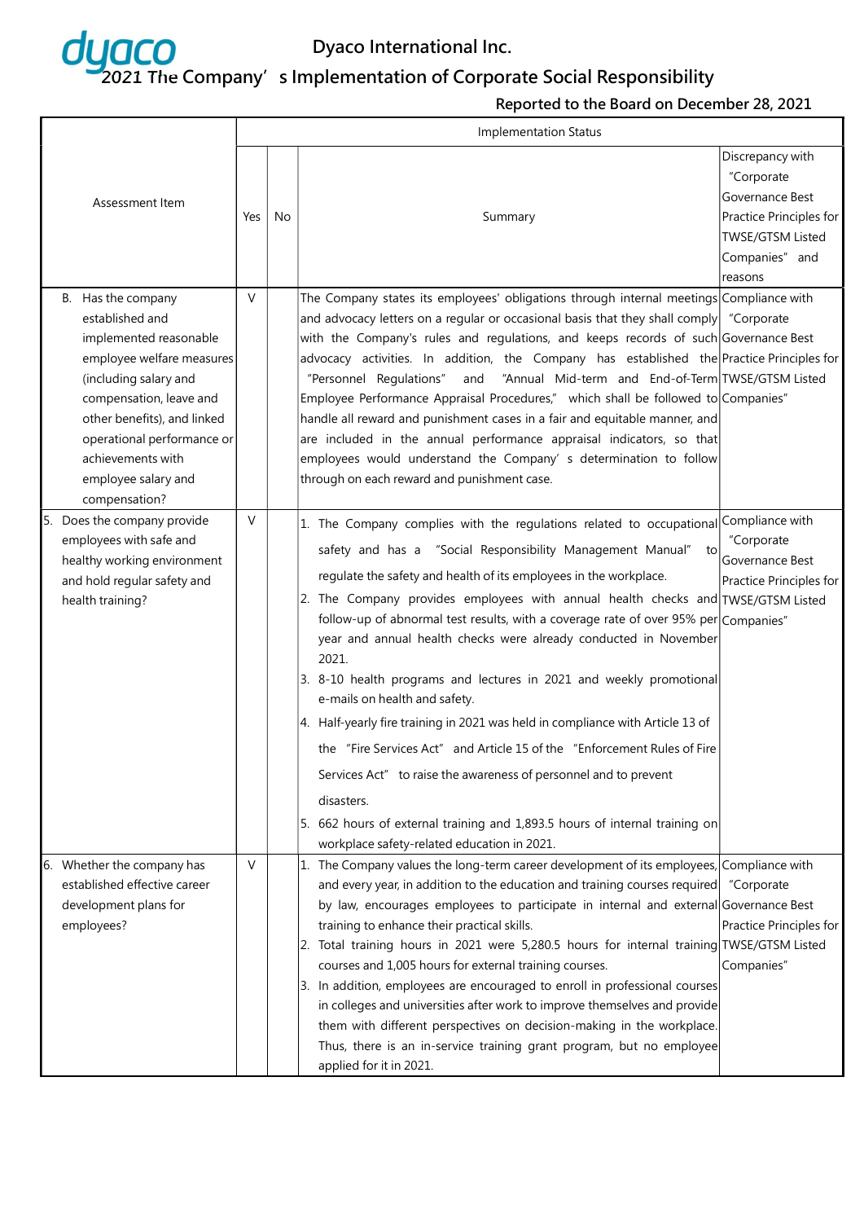# Dyaco International Inc.

## 2021 The Company' s Implementation of Corporate Social Responsibility

**Reported to the Board on December 28, 2021**

| Assessment Item | Implementation Status | | | |
|---|---|---|---|---|
| | Yes | No | Summary | Discrepancy with "Corporate Governance Best Practice Principles for TWSE/GTSM Listed Companies" and reasons |
| B. Has the company established and implemented reasonable employee welfare measures (including salary and compensation, leave and other benefits), and linked operational performance or achievements with employee salary and compensation? | V | | The Company states its employees' obligations through internal meetings and advocacy letters on a regular or occasional basis that they shall comply with the Company's rules and regulations, and keeps records of such advocacy activities. In addition, the Company has established the "Personnel Regulations" and "Annual Mid-term and End-of-Term Employee Performance Appraisal Procedures," which shall be followed to handle all reward and punishment cases in a fair and equitable manner, and are included in the annual performance appraisal indicators, so that employees would understand the Company' s determination to follow through on each reward and punishment case. | Compliance with "Corporate Governance Best Practice Principles for TWSE/GTSM Listed Companies" |
| 5. Does the company provide employees with safe and healthy working environment and hold regular safety and health training? | V | | 1. The Company complies with the regulations related to occupational safety and has a "Social Responsibility Management Manual" to regulate the safety and health of its employees in the workplace.<br>2. The Company provides employees with annual health checks and follow-up of abnormal test results, with a coverage rate of over 95% per year and annual health checks were already conducted in November 2021.<br>3. 8-10 health programs and lectures in 2021 and weekly promotional e-mails on health and safety.<br>4. Half-yearly fire training in 2021 was held in compliance with Article 13 of the "Fire Services Act" and Article 15 of the "Enforcement Rules of Fire Services Act" to raise the awareness of personnel and to prevent disasters.<br>5. 662 hours of external training and 1,893.5 hours of internal training on workplace safety-related education in 2021. | Compliance with "Corporate Governance Best Practice Principles for TWSE/GTSM Listed Companies" |
| 6. Whether the company has established effective career development plans for employees? | V | | 1. The Company values the long-term career development of its employees, and every year, in addition to the education and training courses required by law, encourages employees to participate in internal and external training to enhance their practical skills.<br>2. Total training hours in 2021 were 5,280.5 hours for internal training courses and 1,005 hours for external training courses.<br>3. In addition, employees are encouraged to enroll in professional courses in colleges and universities after work to improve themselves and provide them with different perspectives on decision-making in the workplace. Thus, there is an in-service training grant program, but no employee applied for it in 2021. | Compliance with "Corporate Governance Best Practice Principles for TWSE/GTSM Listed Companies" |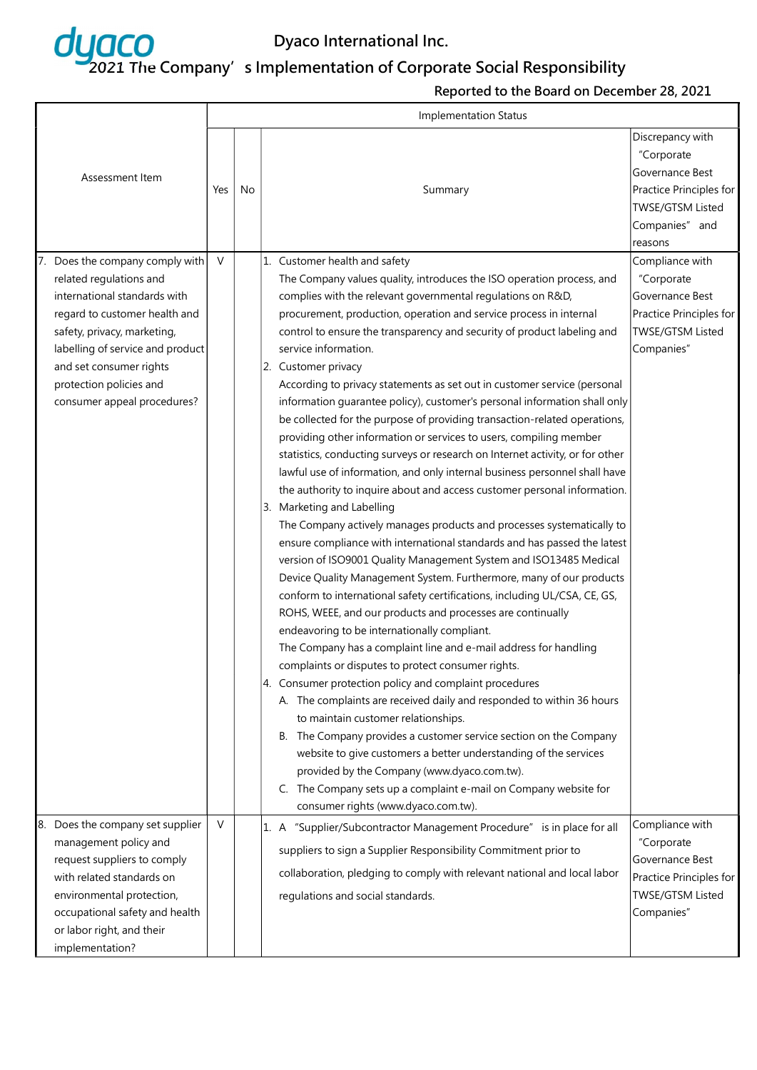# Dyaco International Inc.

## 2021 The Company's Implementation of Corporate Social Responsibility

### Reported to the Board on December 28, 2021

| Assessment Item | Implementation Status | | | |
|---|---|---|---|---|
| | Yes | No | Summary | Discrepancy with "Corporate Governance Best Practice Principles for TWSE/GTSM Listed Companies" and reasons |
| 7. Does the company comply with related regulations and international standards with regard to customer health and safety, privacy, marketing, labelling of service and product and set consumer rights protection policies and consumer appeal procedures? | V | | 1. Customer health and safety<br>The Company values quality, introduces the ISO operation process, and complies with the relevant governmental regulations on R&D, procurement, production, operation and service process in internal control to ensure the transparency and security of product labeling and service information.<br>2. Customer privacy<br>According to privacy statements as set out in customer service (personal information guarantee policy), customer's personal information shall only be collected for the purpose of providing transaction-related operations, providing other information or services to users, compiling member statistics, conducting surveys or research on Internet activity, or for other lawful use of information, and only internal business personnel shall have the authority to inquire about and access customer personal information.<br>3. Marketing and Labelling<br>The Company actively manages products and processes systematically to ensure compliance with international standards and has passed the latest version of ISO9001 Quality Management System and ISO13485 Medical Device Quality Management System. Furthermore, many of our products conform to international safety certifications, including UL/CSA, CE, GS, ROHS, WEEE, and our products and processes are continually endeavoring to be internationally compliant.<br>The Company has a complaint line and e-mail address for handling complaints or disputes to protect consumer rights.<br>4. Consumer protection policy and complaint procedures<br>A. The complaints are received daily and responded to within 36 hours to maintain customer relationships.<br>B. The Company provides a customer service section on the Company website to give customers a better understanding of the services provided by the Company (www.dyaco.com.tw).<br>C. The Company sets up a complaint e-mail on Company website for consumer rights (www.dyaco.com.tw). | Compliance with "Corporate Governance Best Practice Principles for TWSE/GTSM Listed Companies" |
| 8. Does the company set supplier management policy and request suppliers to comply with related standards on environmental protection, occupational safety and health or labor right, and their implementation? | V | | 1. A "Supplier/Subcontractor Management Procedure" is in place for all suppliers to sign a Supplier Responsibility Commitment prior to collaboration, pledging to comply with relevant national and local labor regulations and social standards. | Compliance with "Corporate Governance Best Practice Principles for TWSE/GTSM Listed Companies" |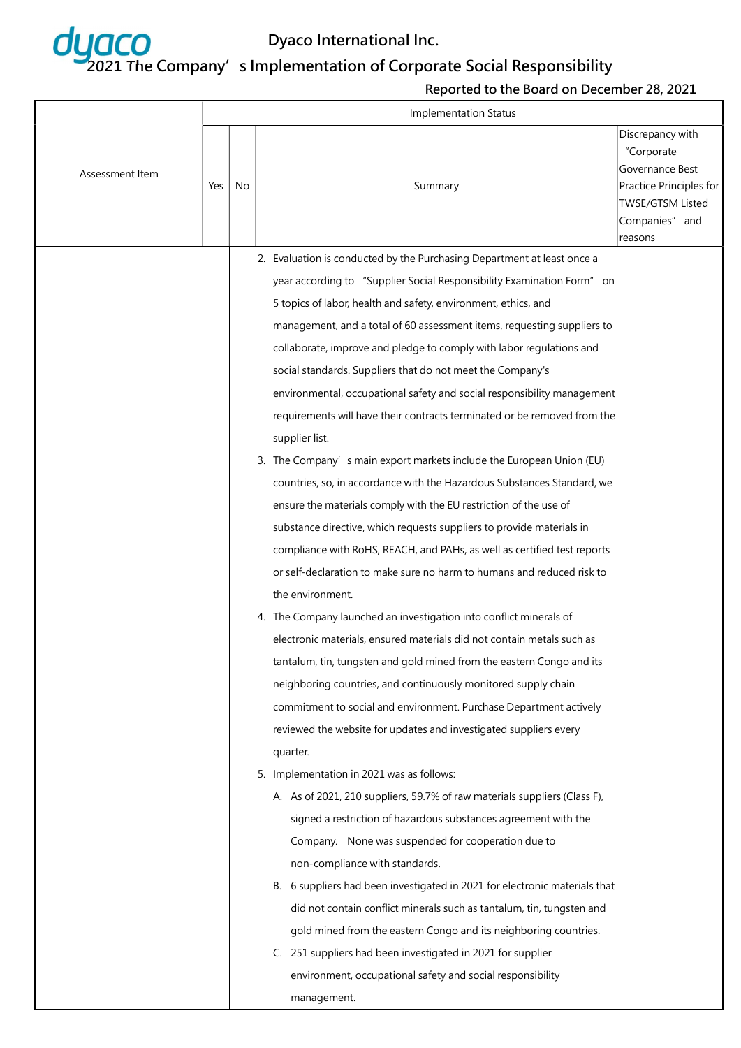# Dyaco International Inc.

## 2021 The Company's Implementation of Corporate Social Responsibility

**Reported to the Board on December 28, 2021**

| Assessment Item | Implementation Status | | | |
|---|---|---|---|---|
| | Yes | No | Summary | Discrepancy with "Corporate Governance Best Practice Principles for TWSE/GTSM Listed Companies" and reasons |
| | | | 2. Evaluation is conducted by the Purchasing Department at least once a year according to "Supplier Social Responsibility Examination Form" on 5 topics of labor, health and safety, environment, ethics, and management, and a total of 60 assessment items, requesting suppliers to collaborate, improve and pledge to comply with labor regulations and social standards. Suppliers that do not meet the Company's environmental, occupational safety and social responsibility management requirements will have their contracts terminated or be removed from the supplier list.<br>3. The Company's main export markets include the European Union (EU) countries, so, in accordance with the Hazardous Substances Standard, we ensure the materials comply with the EU restriction of the use of substance directive, which requests suppliers to provide materials in compliance with RoHS, REACH, and PAHs, as well as certified test reports or self-declaration to make sure no harm to humans and reduced risk to the environment.<br>4. The Company launched an investigation into conflict minerals of electronic materials, ensured materials did not contain metals such as tantalum, tin, tungsten and gold mined from the eastern Congo and its neighboring countries, and continuously monitored supply chain commitment to social and environment. Purchase Department actively reviewed the website for updates and investigated suppliers every quarter.<br>5. Implementation in 2021 was as follows:<br>A. As of 2021, 210 suppliers, 59.7% of raw materials suppliers (Class F), signed a restriction of hazardous substances agreement with the Company. None was suspended for cooperation due to non-compliance with standards.<br>B. 6 suppliers had been investigated in 2021 for electronic materials that did not contain conflict minerals such as tantalum, tin, tungsten and gold mined from the eastern Congo and its neighboring countries.<br>C. 251 suppliers had been investigated in 2021 for supplier environment, occupational safety and social responsibility management. | |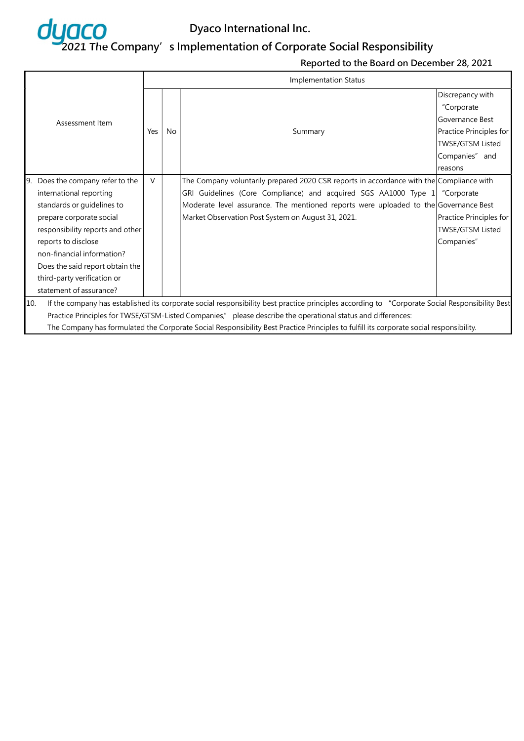# Dyaco International Inc.

## 2021 The Company's Implementation of Corporate Social Responsibility

**Reported to the Board on December 28, 2021**

| Assessment Item | Implementation Status | | | |
|---|---|---|---|---|
| | Yes | No | Summary | Discrepancy with "Corporate Governance Best Practice Principles for TWSE/GTSM Listed Companies" and reasons |
| 9. Does the company refer to the international reporting standards or guidelines to prepare corporate social responsibility reports and other reports to disclose non-financial information? Does the said report obtain the third-party verification or statement of assurance? | V | | The Company voluntarily prepared 2020 CSR reports in accordance with the GRI Guidelines (Core Compliance) and acquired SGS AA1000 Type 1 Moderate level assurance. The mentioned reports were uploaded to the Market Observation Post System on August 31, 2021. | Compliance with "Corporate Governance Best Practice Principles for TWSE/GTSM Listed Companies" |
| 10. If the company has established its corporate social responsibility best practice principles according to "Corporate Social Responsibility Best Practice Principles for TWSE/GTSM-Listed Companies," please describe the operational status and differences: The Company has formulated the Corporate Social Responsibility Best Practice Principles to fulfill its corporate social responsibility. | | | | |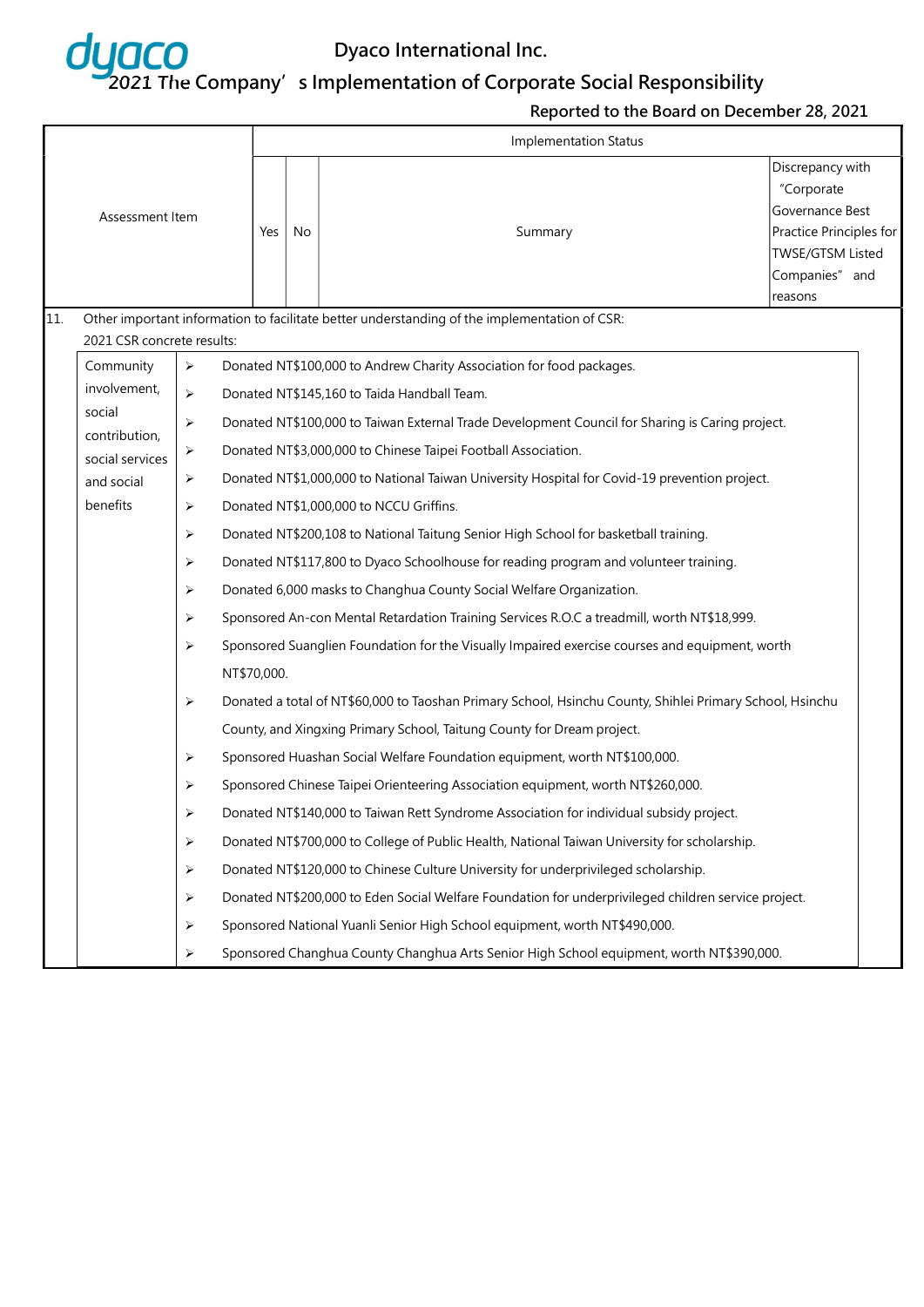# Dyaco International Inc.

## 2021 The Company's Implementation of Corporate Social Responsibility

**Reported to the Board on December 28, 2021**

| Assessment Item | Implementation Status | | | |
|---|---|---|---|---|
| | Yes | No | Summary | Discrepancy with "Corporate Governance Best Practice Principles for TWSE/GTSM Listed Companies" and reasons |

11. Other important information to facilitate better understanding of the implementation of CSR:

2021 CSR concrete results:

| Community involvement, social contribution, social services and social benefits | |
|---|---|
| | ➢ Donated NT$100,000 to Andrew Charity Association for food packages. |
| | ➢ Donated NT$145,160 to Taida Handball Team. |
| | ➢ Donated NT$100,000 to Taiwan External Trade Development Council for Sharing is Caring project. |
| | ➢ Donated NT$3,000,000 to Chinese Taipei Football Association. |
| | ➢ Donated NT$1,000,000 to National Taiwan University Hospital for Covid-19 prevention project. |
| | ➢ Donated NT$1,000,000 to NCCU Griffins. |
| | ➢ Donated NT$200,108 to National Taitung Senior High School for basketball training. |
| | ➢ Donated NT$117,800 to Dyaco Schoolhouse for reading program and volunteer training. |
| | ➢ Donated 6,000 masks to Changhua County Social Welfare Organization. |
| | ➢ Sponsored An-con Mental Retardation Training Services R.O.C a treadmill, worth NT$18,999. |
| | ➢ Sponsored Suanglien Foundation for the Visually Impaired exercise courses and equipment, worth NT$70,000. |
| | ➢ Donated a total of NT$60,000 to Taoshan Primary School, Hsinchu County, Shihlei Primary School, Hsinchu County, and Xingxing Primary School, Taitung County for Dream project. |
| | ➢ Sponsored Huashan Social Welfare Foundation equipment, worth NT$100,000. |
| | ➢ Sponsored Chinese Taipei Orienteering Association equipment, worth NT$260,000. |
| | ➢ Donated NT$140,000 to Taiwan Rett Syndrome Association for individual subsidy project. |
| | ➢ Donated NT$700,000 to College of Public Health, National Taiwan University for scholarship. |
| | ➢ Donated NT$120,000 to Chinese Culture University for underprivileged scholarship. |
| | ➢ Donated NT$200,000 to Eden Social Welfare Foundation for underprivileged children service project. |
| | ➢ Sponsored National Yuanli Senior High School equipment, worth NT$490,000. |
| | ➢ Sponsored Changhua County Changhua Arts Senior High School equipment, worth NT$390,000. |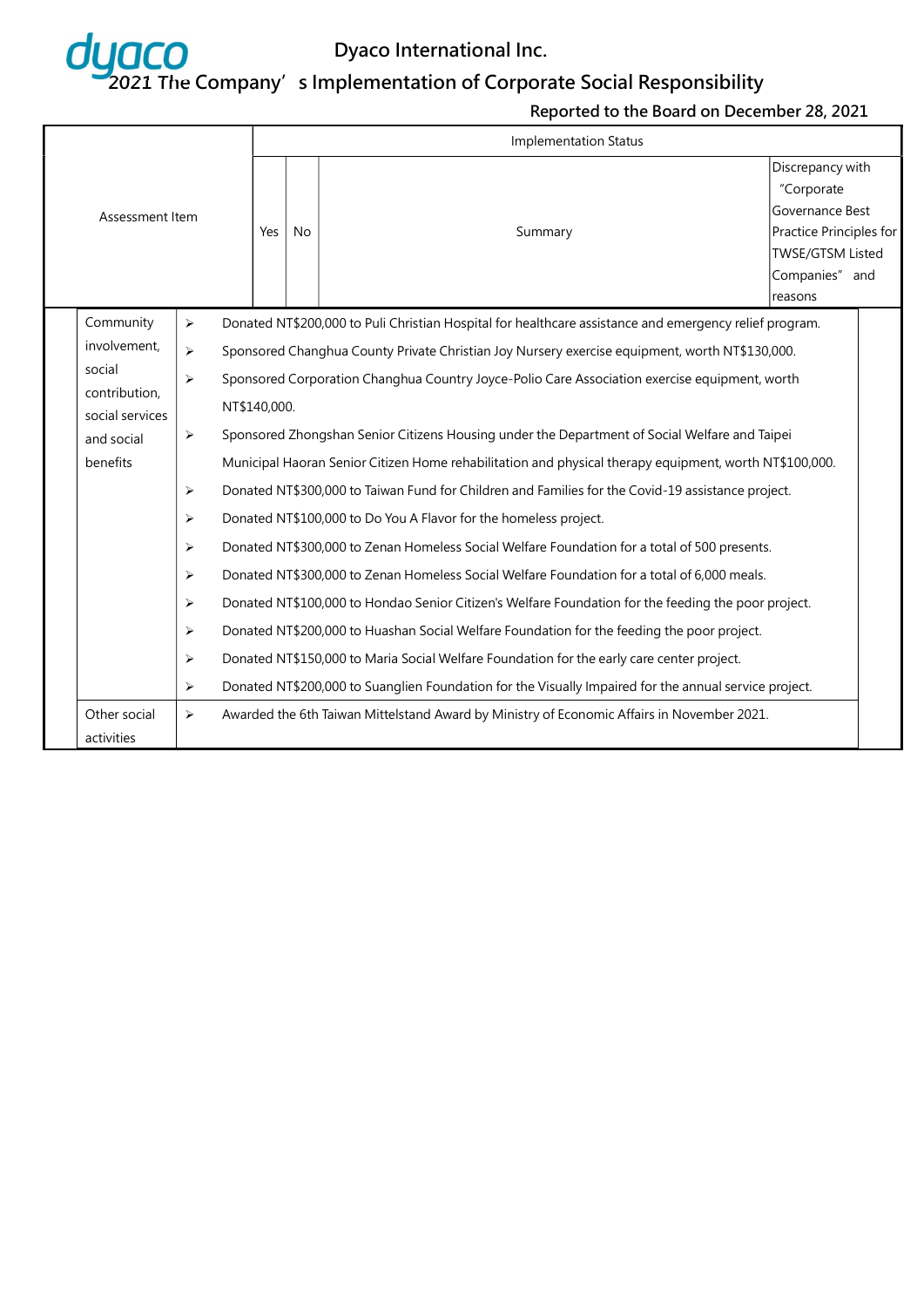# Dyaco International Inc.

## 2021 The Company's Implementation of Corporate Social Responsibility

**Reported to the Board on December 28, 2021**

| Assessment Item | Implementation Status | | | |
|---|---|---|---|---|
| | Yes | No | Summary | Discrepancy with "Corporate Governance Best Practice Principles for TWSE/GTSM Listed Companies" and reasons |
| Community involvement, social contribution, social services and social benefits | ➢ Donated NT$200,000 to Puli Christian Hospital for healthcare assistance and emergency relief program.<br>➢ Sponsored Changhua County Private Christian Joy Nursery exercise equipment, worth NT$130,000.<br>➢ Sponsored Corporation Changhua Country Joyce-Polio Care Association exercise equipment, worth NT$140,000.<br>➢ Sponsored Zhongshan Senior Citizens Housing under the Department of Social Welfare and Taipei Municipal Haoran Senior Citizen Home rehabilitation and physical therapy equipment, worth NT$100,000.<br>➢ Donated NT$300,000 to Taiwan Fund for Children and Families for the Covid-19 assistance project.<br>➢ Donated NT$100,000 to Do You A Flavor for the homeless project.<br>➢ Donated NT$300,000 to Zenan Homeless Social Welfare Foundation for a total of 500 presents.<br>➢ Donated NT$300,000 to Zenan Homeless Social Welfare Foundation for a total of 6,000 meals.<br>➢ Donated NT$100,000 to Hondao Senior Citizen's Welfare Foundation for the feeding the poor project.<br>➢ Donated NT$200,000 to Huashan Social Welfare Foundation for the feeding the poor project.<br>➢ Donated NT$150,000 to Maria Social Welfare Foundation for the early care center project.<br>➢ Donated NT$200,000 to Suanglien Foundation for the Visually Impaired for the annual service project. | | | |
| Other social activities | ➢ Awarded the 6th Taiwan Mittelstand Award by Ministry of Economic Affairs in November 2021. | | | |